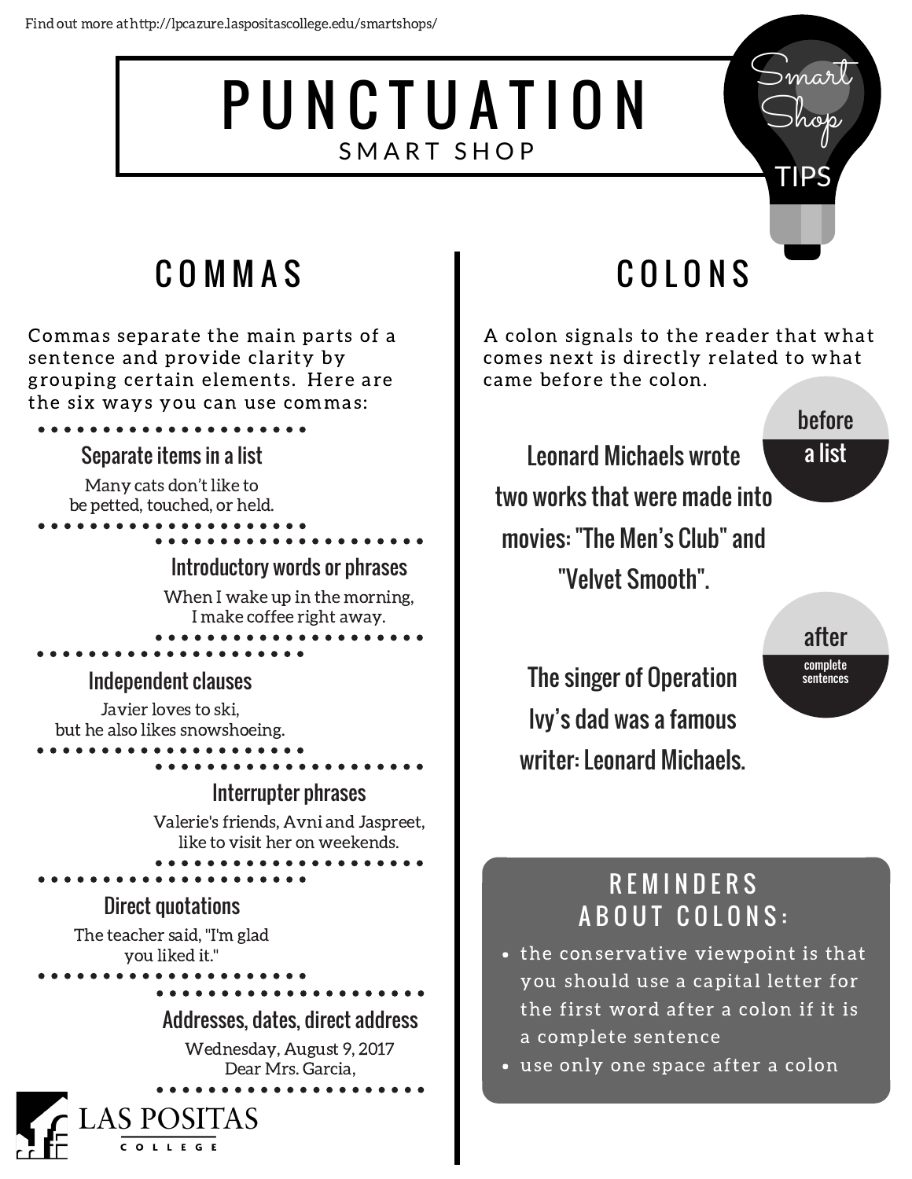Find out more at http://lpcazure.laspositascollege.edu/smartshops/

# PUNCTUATION

SMART SHOP

Smart Shop TIPS

## COMMAS

Commas separate the main parts of a sentence and provide clarity by grouping certain elements. Here are the six ways you can use commas:

### Separate items in a list

Many cats don't like to be petted, touched, or held.

### Introductory words or phrases

When I wake up in the morning, I make coffee right away.

### Independent clauses

Javier loves to ski, but he also likes snowshoeing.

### Interrupter phrases

Valerie's friends, Avni and Jaspreet, like to visit her on weekends.

### Direct quotations

The teacher said, "I'm glad you liked it."

### Addresses, dates, direct address

Wednesday, August 9, 2017
Dear Mrs. Garcia,

LAS POSITAS COLLEGE

## COLONS

A colon signals to the reader that what comes next is directly related to what came before the colon.

**before a list**

Leonard Michaels wrote two works that were made into movies: "The Men's Club" and "Velvet Smooth".

**after complete sentences**

The singer of Operation Ivy's dad was a famous writer: Leonard Michaels.

### REMINDERS ABOUT COLONS:

- the conservative viewpoint is that you should use a capital letter for the first word after a colon if it is a complete sentence
- use only one space after a colon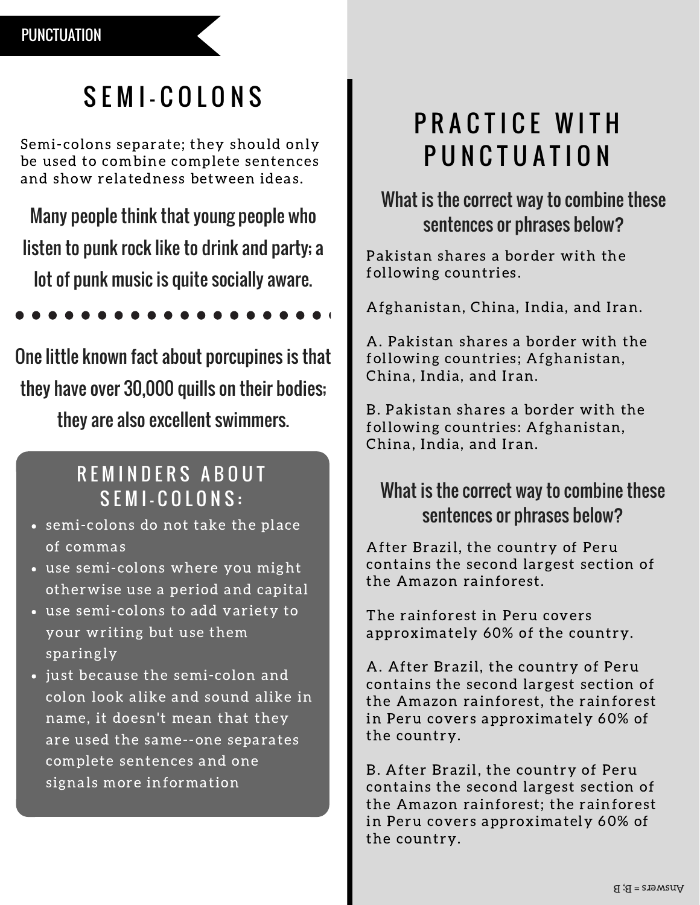PUNCTUATION

# SEMI-COLONS

Semi-colons separate; they should only be used to combine complete sentences and show relatedness between ideas.

**Many people think that young people who listen to punk rock like to drink and party; a lot of punk music is quite socially aware.**

**One little known fact about porcupines is that they have over 30,000 quills on their bodies; they are also excellent swimmers.**

### REMINDERS ABOUT SEMI-COLONS:

- semi-colons do not take the place of commas
- use semi-colons where you might otherwise use a period and capital
- use semi-colons to add variety to your writing but use them sparingly
- just because the semi-colon and colon look alike and sound alike in name, it doesn't mean that they are used the same--one separates complete sentences and one signals more information

# PRACTICE WITH PUNCTUATION

### What is the correct way to combine these sentences or phrases below?

Pakistan shares a border with the following countries.

Afghanistan, China, India, and Iran.

A. Pakistan shares a border with the following countries; Afghanistan, China, India, and Iran.

B. Pakistan shares a border with the following countries: Afghanistan, China, India, and Iran.

### What is the correct way to combine these sentences or phrases below?

After Brazil, the country of Peru contains the second largest section of the Amazon rainforest.

The rainforest in Peru covers approximately 60% of the country.

A. After Brazil, the country of Peru contains the second largest section of the Amazon rainforest, the rainforest in Peru covers approximately 60% of the country.

B. After Brazil, the country of Peru contains the second largest section of the Amazon rainforest; the rainforest in Peru covers approximately 60% of the country.

Answers = B; B